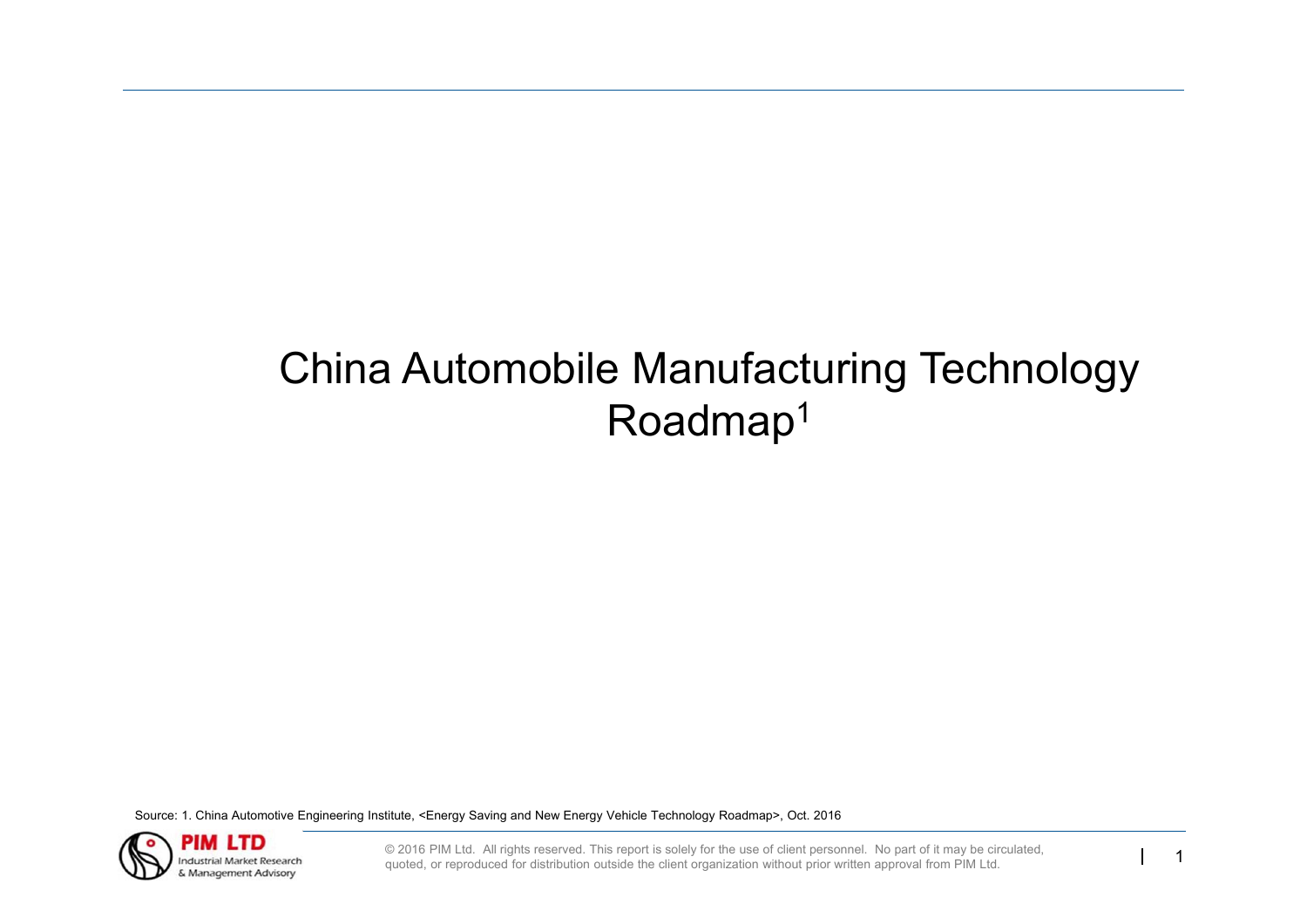# China Automobile Manufacturing Technology Roadmap[1]

Source: 1. China Automotive Engineering Institute, <Energy Saving and New Energy Vehicle Technology Roadmap>, Oct. 2016

PIM LTD
Industrial Market Research & Management Advisory

© 2016 PIM Ltd. All rights reserved. This report is solely for the use of client personnel. No part of it may be circulated, quoted, or reproduced for distribution outside the client organization without prior written approval from PIM Ltd.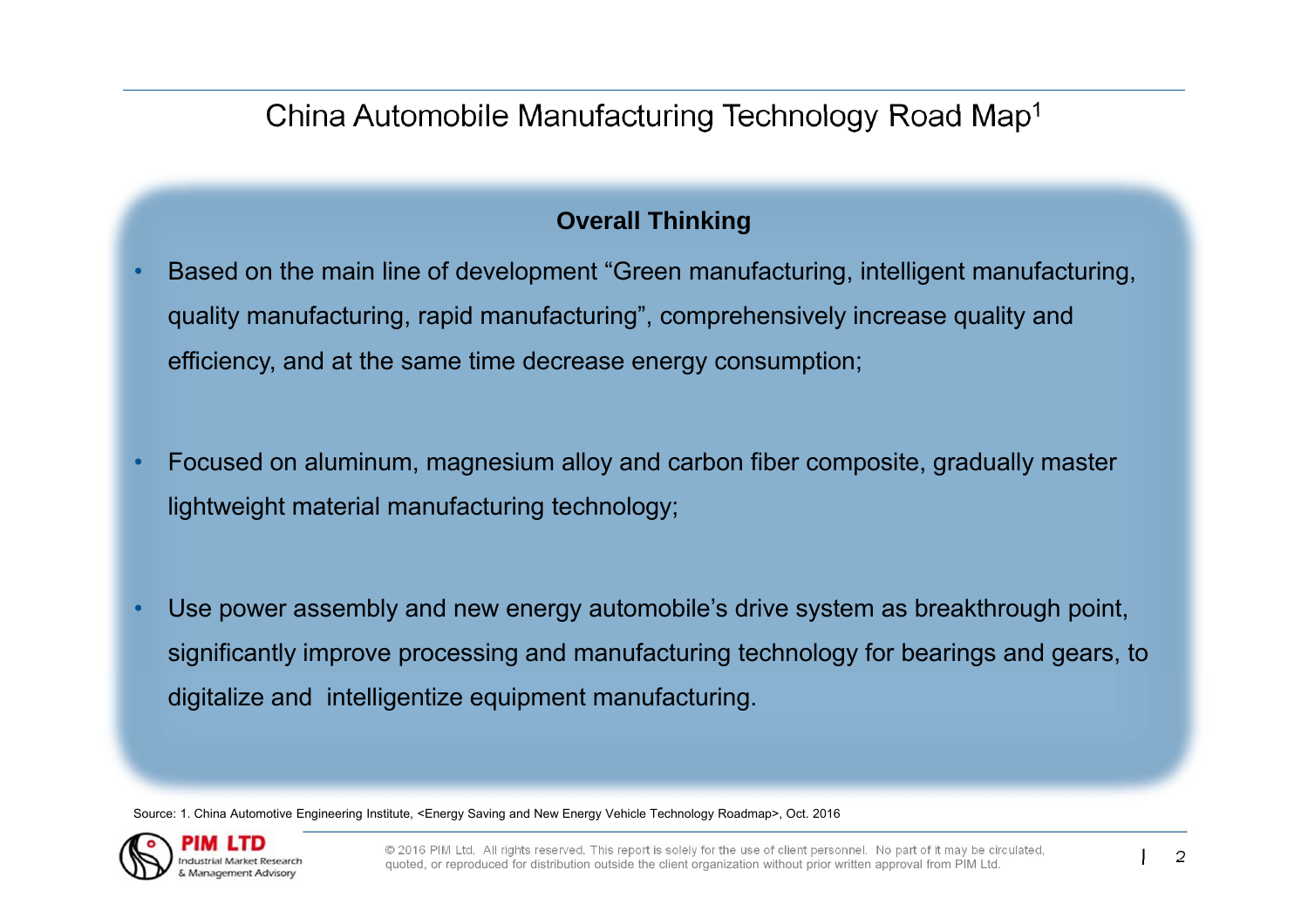# China Automobile Manufacturing Technology Road Map[1]

**Overall Thinking**

- Based on the main line of development “Green manufacturing, intelligent manufacturing, quality manufacturing, rapid manufacturing”, comprehensively increase quality and efficiency, and at the same time decrease energy consumption;
- Focused on aluminum, magnesium alloy and carbon fiber composite, gradually master lightweight material manufacturing technology;
- Use power assembly and new energy automobile’s drive system as breakthrough point, significantly improve processing and manufacturing technology for bearings and gears, to digitalize and intelligentize equipment manufacturing.

Source: 1. China Automotive Engineering Institute, <Energy Saving and New Energy Vehicle Technology Roadmap>, Oct. 2016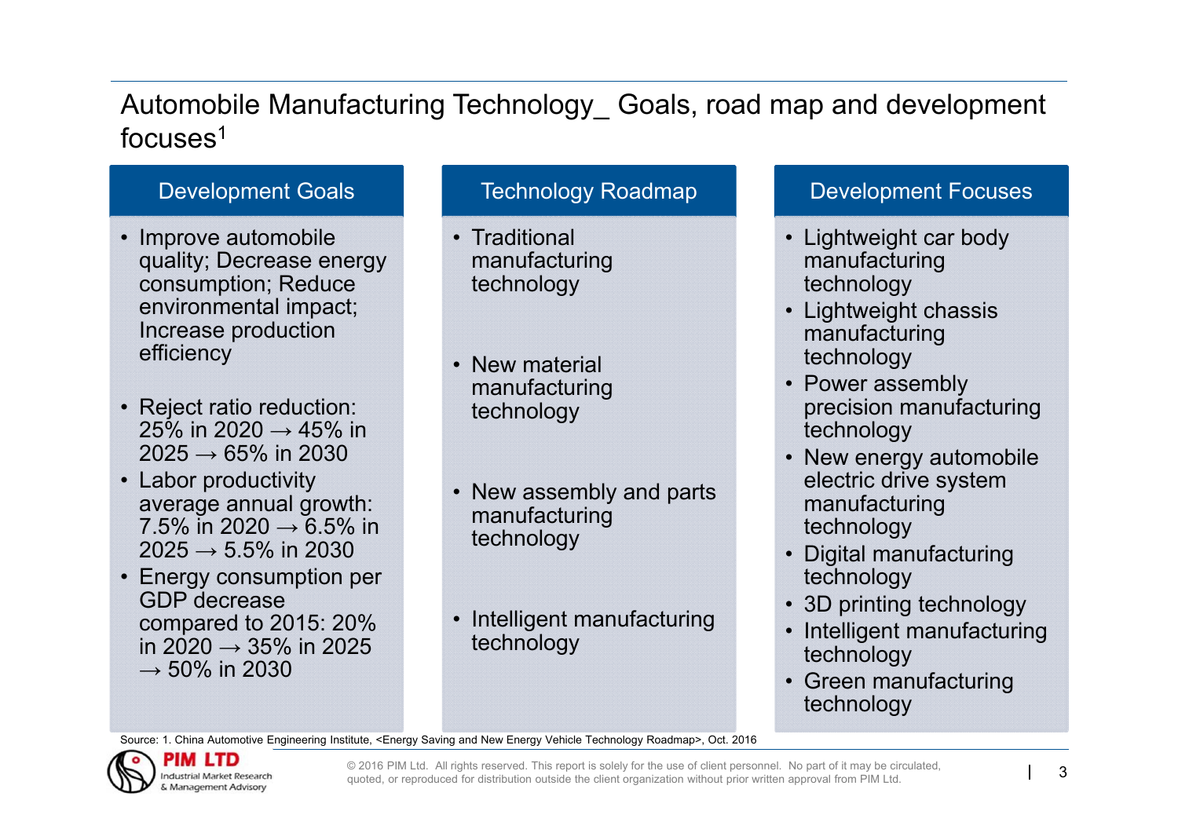# Automobile Manufacturing Technology_ Goals, road map and development focuses[1]

## Development Goals

- Improve automobile quality; Decrease energy consumption; Reduce environmental impact; Increase production efficiency
- Reject ratio reduction: 25% in 2020 → 45% in 2025 → 65% in 2030
- Labor productivity average annual growth: 7.5% in 2020 → 6.5% in 2025 → 5.5% in 2030
- Energy consumption per GDP decrease compared to 2015: 20% in 2020 → 35% in 2025 → 50% in 2030

## Technology Roadmap

- Traditional manufacturing technology
- New material manufacturing technology
- New assembly and parts manufacturing technology
- Intelligent manufacturing technology

## Development Focuses

- Lightweight car body manufacturing technology
- Lightweight chassis manufacturing technology
- Power assembly precision manufacturing technology
- New energy automobile electric drive system manufacturing technology
- Digital manufacturing technology
- 3D printing technology
- Intelligent manufacturing technology
- Green manufacturing technology

Source: 1. China Automotive Engineering Institute, <Energy Saving and New Energy Vehicle Technology Roadmap>, Oct. 2016

PIM LTD Industrial Market Research & Management Advisory

© 2016 PIM Ltd. All rights reserved. This report is solely for the use of client personnel. No part of it may be circulated, quoted, or reproduced for distribution outside the client organization without prior written approval from PIM Ltd.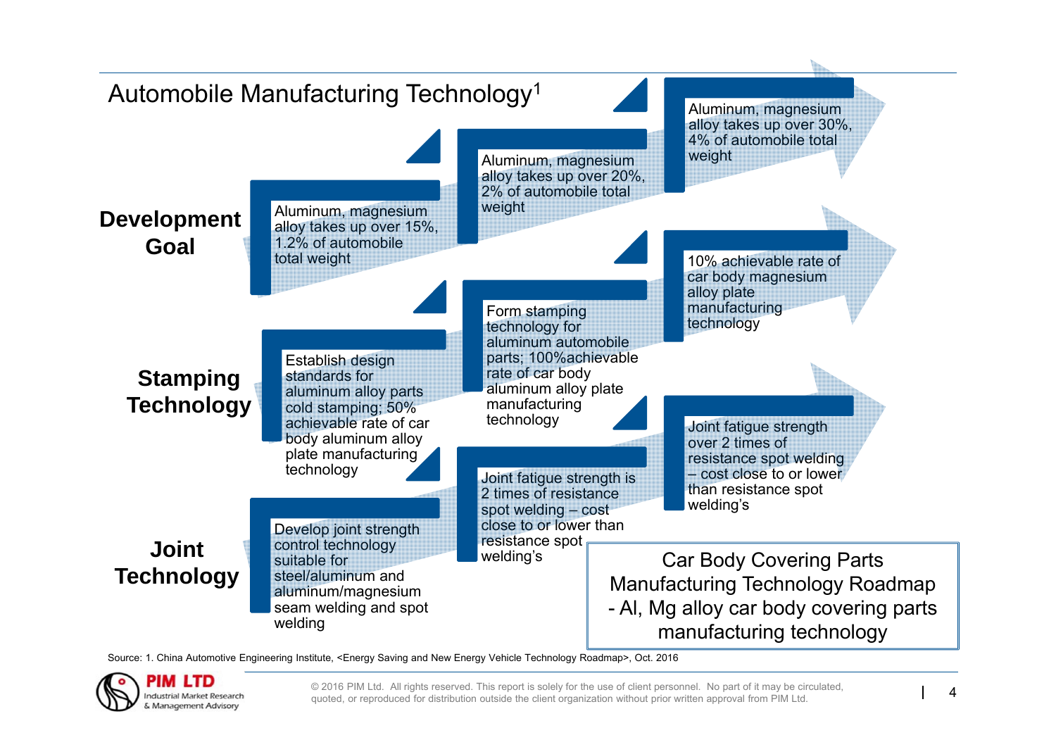# Automobile Manufacturing Technology[1]

**Development Goal**

Aluminum, magnesium alloy takes up over 15%, 1.2% of automobile total weight

Aluminum, magnesium alloy takes up over 20%, 2% of automobile total weight

Aluminum, magnesium alloy takes up over 30%, 4% of automobile total weight

**Stamping Technology**

Establish design standards for aluminum alloy parts cold stamping; 50% achievable rate of car body aluminum alloy plate manufacturing technology

Form stamping technology for aluminum automobile parts; 100%achievable rate of car body aluminum alloy plate manufacturing technology

10% achievable rate of car body magnesium alloy plate manufacturing technology

**Joint Technology**

Develop joint strength control technology suitable for steel/aluminum and aluminum/magnesium seam welding and spot welding

Joint fatigue strength is 2 times of resistance spot welding – cost close to or lower than resistance spot welding's

Joint fatigue strength over 2 times of resistance spot welding – cost close to or lower than resistance spot welding's

Car Body Covering Parts Manufacturing Technology Roadmap - Al, Mg alloy car body covering parts manufacturing technology

Source: 1. China Automotive Engineering Institute, <Energy Saving and New Energy Vehicle Technology Roadmap>, Oct. 2016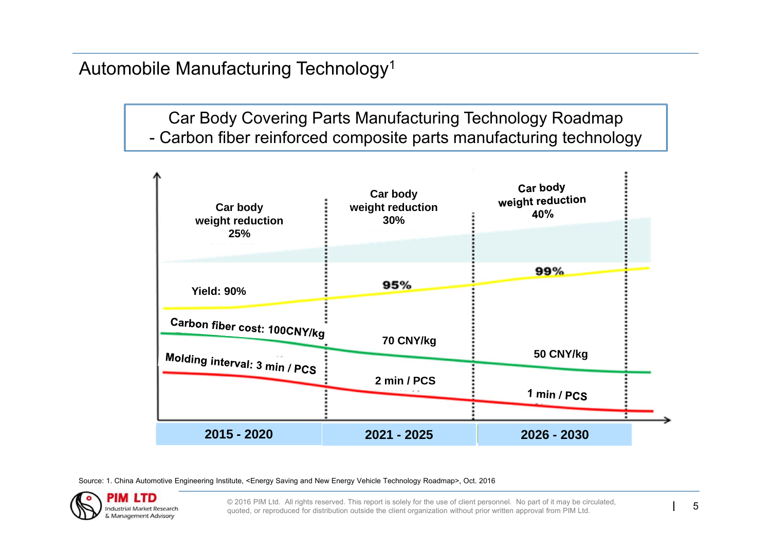# Automobile Manufacturing Technology[1]

Car Body Covering Parts Manufacturing Technology Roadmap
- Carbon fiber reinforced composite parts manufacturing technology

Car body weight reduction 25%

Car body weight reduction 30%

Car body weight reduction 40%

Yield: 90%

95%

99%

Carbon fiber cost: 100CNY/kg

70 CNY/kg

50 CNY/kg

Molding interval: 3 min / PCS

2 min / PCS

1 min / PCS

2015 - 2020

2021 - 2025

2026 - 2030

Source: 1. China Automotive Engineering Institute, <Energy Saving and New Energy Vehicle Technology Roadmap>, Oct. 2016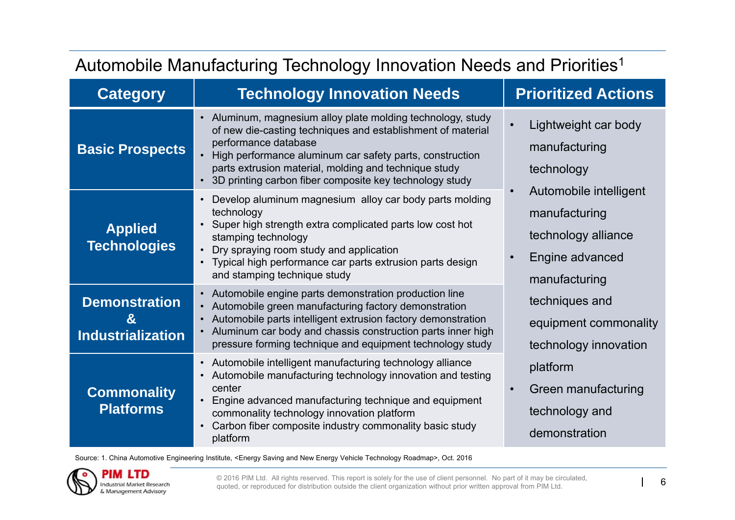## Automobile Manufacturing Technology Innovation Needs and Priorities[1]

| Category | Technology Innovation Needs | Prioritized Actions |
|---|---|---|
| **Basic Prospects** | • Aluminum, magnesium alloy plate molding technology, study of new die-casting techniques and establishment of material performance database<br>• High performance aluminum car safety parts, construction parts extrusion material, molding and technique study<br>• 3D printing carbon fiber composite key technology study | • Lightweight car body manufacturing technology<br>• Automobile intelligent manufacturing technology alliance<br>• Engine advanced manufacturing techniques and equipment commonality technology innovation platform<br>• Green manufacturing technology and demonstration |
| **Applied Technologies** | • Develop aluminum magnesium alloy car body parts molding technology<br>• Super high strength extra complicated parts low cost hot stamping technology<br>• Dry spraying room study and application<br>• Typical high performance car parts extrusion parts design and stamping technique study | |
| **Demonstration & Industrialization** | • Automobile engine parts demonstration production line<br>• Automobile green manufacturing factory demonstration<br>• Automobile parts intelligent extrusion factory demonstration<br>• Aluminum car body and chassis construction parts inner high pressure forming technique and equipment technology study | |
| **Commonality Platforms** | • Automobile intelligent manufacturing technology alliance<br>• Automobile manufacturing technology innovation and testing center<br>• Engine advanced manufacturing technique and equipment commonality technology innovation platform<br>• Carbon fiber composite industry commonality basic study platform | |

Source: 1. China Automotive Engineering Institute, <Energy Saving and New Energy Vehicle Technology Roadmap>, Oct. 2016